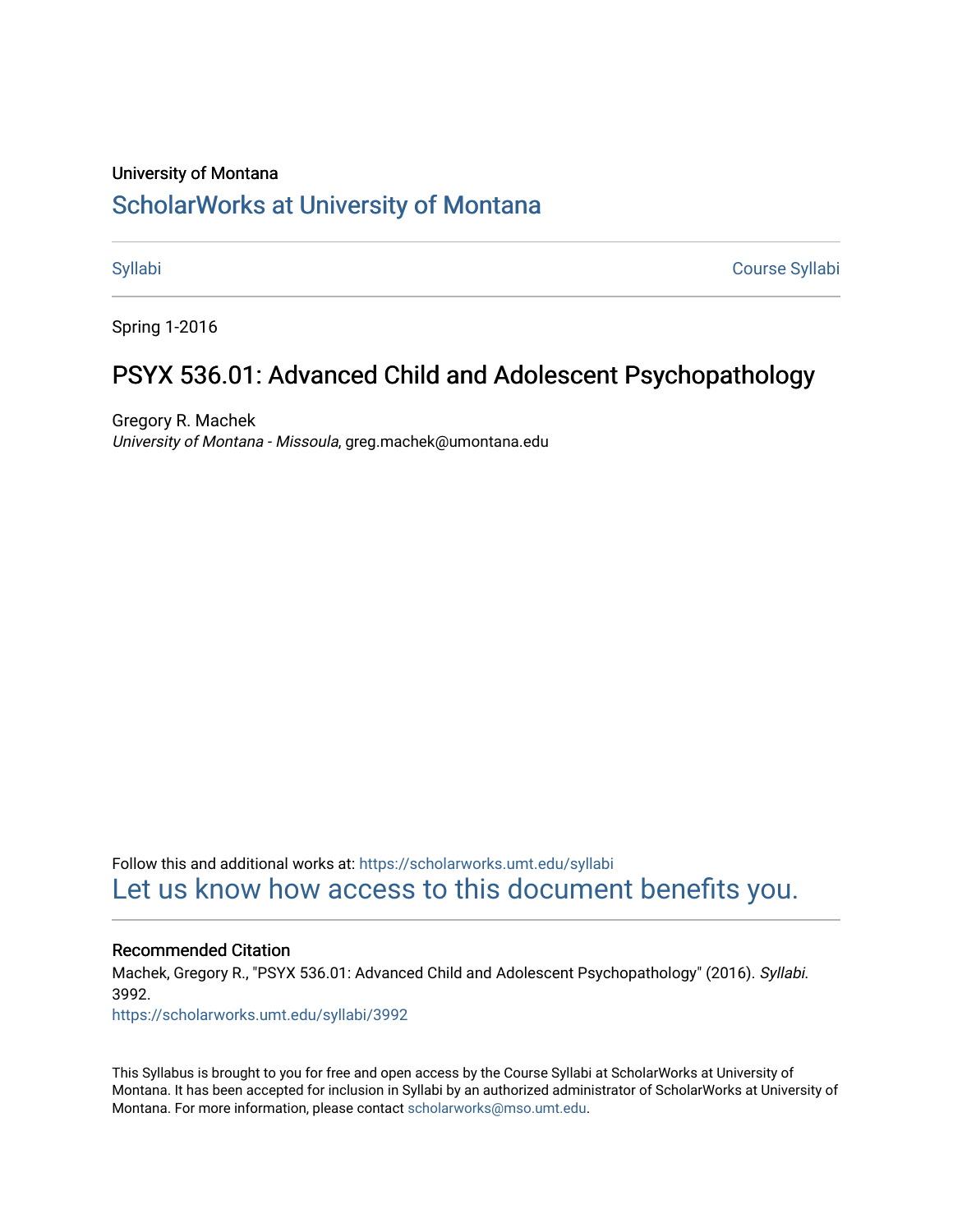University of Montana

# ScholarWorks at University of Montana

Syllabi | Course Syllabi

Spring 1-2016

## PSYX 536.01: Advanced Child and Adolescent Psychopathology

Gregory R. Machek
*University of Montana - Missoula*, greg.machek@umontana.edu

Follow this and additional works at: https://scholarworks.umt.edu/syllabi
Let us know how access to this document benefits you.

### Recommended Citation

Machek, Gregory R., "PSYX 536.01: Advanced Child and Adolescent Psychopathology" (2016). *Syllabi*. 3992.
https://scholarworks.umt.edu/syllabi/3992

This Syllabus is brought to you for free and open access by the Course Syllabi at ScholarWorks at University of Montana. It has been accepted for inclusion in Syllabi by an authorized administrator of ScholarWorks at University of Montana. For more information, please contact scholarworks@mso.umt.edu.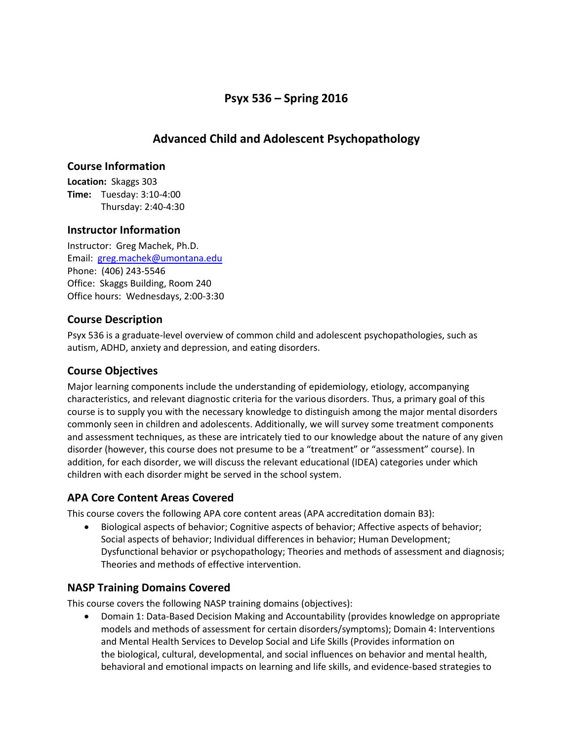# Psyx 536 – Spring 2016

## Advanced Child and Adolescent Psychopathology

### Course Information

**Location:** Skaggs 303
**Time:** Tuesday: 3:10-4:00
Thursday: 2:40-4:30

### Instructor Information

Instructor: Greg Machek, Ph.D.
Email: greg.machek@umontana.edu
Phone: (406) 243-5546
Office: Skaggs Building, Room 240
Office hours: Wednesdays, 2:00-3:30

### Course Description

Psyx 536 is a graduate-level overview of common child and adolescent psychopathologies, such as autism, ADHD, anxiety and depression, and eating disorders.

### Course Objectives

Major learning components include the understanding of epidemiology, etiology, accompanying characteristics, and relevant diagnostic criteria for the various disorders. Thus, a primary goal of this course is to supply you with the necessary knowledge to distinguish among the major mental disorders commonly seen in children and adolescents. Additionally, we will survey some treatment components and assessment techniques, as these are intricately tied to our knowledge about the nature of any given disorder (however, this course does not presume to be a "treatment" or "assessment" course). In addition, for each disorder, we will discuss the relevant educational (IDEA) categories under which children with each disorder might be served in the school system.

### APA Core Content Areas Covered

This course covers the following APA core content areas (APA accreditation domain B3):

- Biological aspects of behavior; Cognitive aspects of behavior; Affective aspects of behavior; Social aspects of behavior; Individual differences in behavior; Human Development; Dysfunctional behavior or psychopathology; Theories and methods of assessment and diagnosis; Theories and methods of effective intervention.

### NASP Training Domains Covered

This course covers the following NASP training domains (objectives):

- Domain 1: Data-Based Decision Making and Accountability (provides knowledge on appropriate models and methods of assessment for certain disorders/symptoms); Domain 4: Interventions and Mental Health Services to Develop Social and Life Skills (Provides information on the biological, cultural, developmental, and social influences on behavior and mental health, behavioral and emotional impacts on learning and life skills, and evidence-based strategies to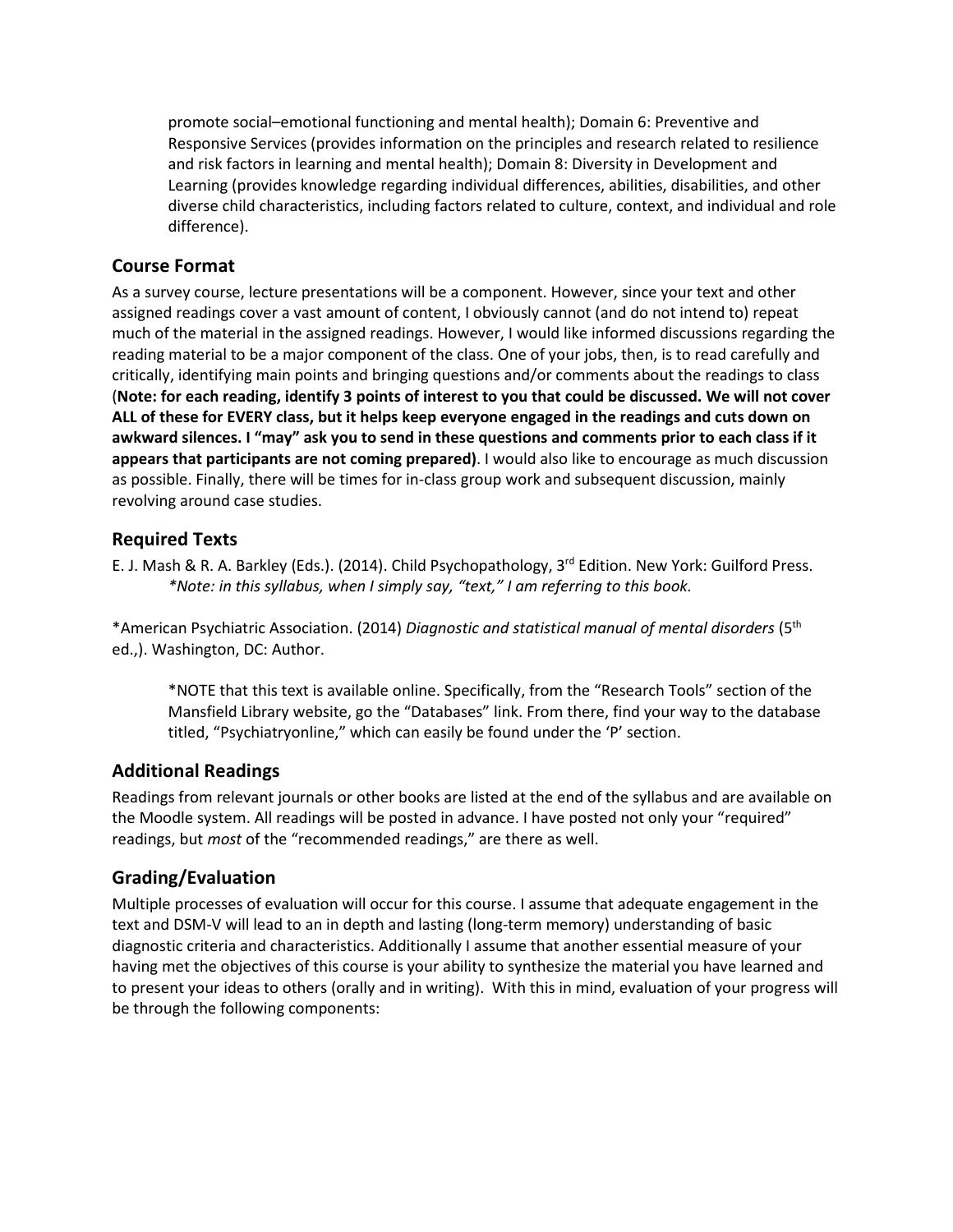promote social–emotional functioning and mental health); Domain 6: Preventive and Responsive Services (provides information on the principles and research related to resilience and risk factors in learning and mental health); Domain 8: Diversity in Development and Learning (provides knowledge regarding individual differences, abilities, disabilities, and other diverse child characteristics, including factors related to culture, context, and individual and role difference).

## Course Format

As a survey course, lecture presentations will be a component. However, since your text and other assigned readings cover a vast amount of content, I obviously cannot (and do not intend to) repeat much of the material in the assigned readings. However, I would like informed discussions regarding the reading material to be a major component of the class. One of your jobs, then, is to read carefully and critically, identifying main points and bringing questions and/or comments about the readings to class (**Note: for each reading, identify 3 points of interest to you that could be discussed. We will not cover ALL of these for EVERY class, but it helps keep everyone engaged in the readings and cuts down on awkward silences. I "may" ask you to send in these questions and comments prior to each class if it appears that participants are not coming prepared)**. I would also like to encourage as much discussion as possible. Finally, there will be times for in-class group work and subsequent discussion, mainly revolving around case studies.

## Required Texts

E. J. Mash & R. A. Barkley (Eds.). (2014). Child Psychopathology, 3rd Edition. New York: Guilford Press.
*\*Note: in this syllabus, when I simply say, "text," I am referring to this book.*

\*American Psychiatric Association. (2014) *Diagnostic and statistical manual of mental disorders* (5th ed.,). Washington, DC: Author.

> \*NOTE that this text is available online. Specifically, from the "Research Tools" section of the Mansfield Library website, go the "Databases" link. From there, find your way to the database titled, "Psychiatryonline," which can easily be found under the 'P' section.

## Additional Readings

Readings from relevant journals or other books are listed at the end of the syllabus and are available on the Moodle system. All readings will be posted in advance. I have posted not only your "required" readings, but *most* of the "recommended readings," are there as well.

## Grading/Evaluation

Multiple processes of evaluation will occur for this course. I assume that adequate engagement in the text and DSM-V will lead to an in depth and lasting (long-term memory) understanding of basic diagnostic criteria and characteristics. Additionally I assume that another essential measure of your having met the objectives of this course is your ability to synthesize the material you have learned and to present your ideas to others (orally and in writing). With this in mind, evaluation of your progress will be through the following components: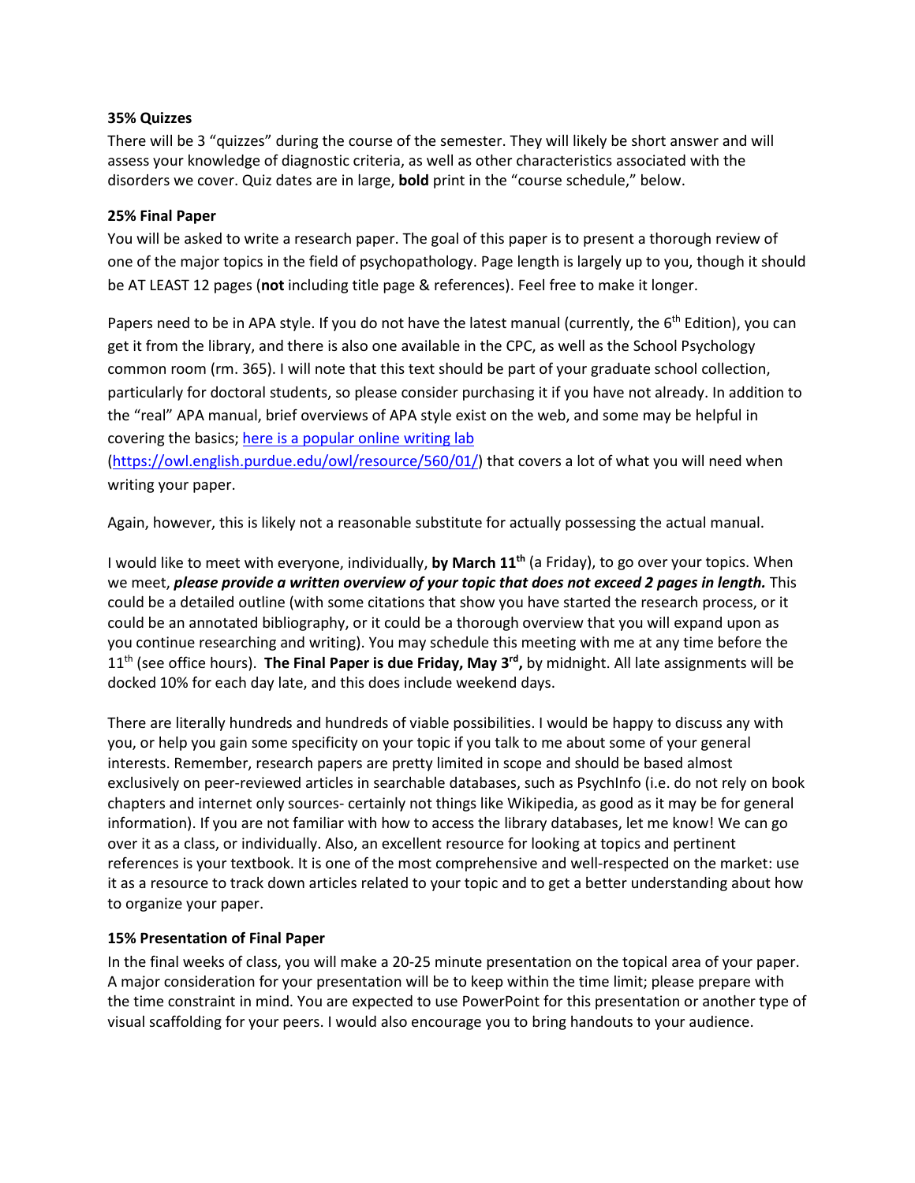**35% Quizzes**

There will be 3 "quizzes" during the course of the semester. They will likely be short answer and will assess your knowledge of diagnostic criteria, as well as other characteristics associated with the disorders we cover. Quiz dates are in large, **bold** print in the "course schedule," below.

**25% Final Paper**

You will be asked to write a research paper. The goal of this paper is to present a thorough review of one of the major topics in the field of psychopathology. Page length is largely up to you, though it should be AT LEAST 12 pages (**not** including title page & references). Feel free to make it longer.

Papers need to be in APA style. If you do not have the latest manual (currently, the 6th Edition), you can get it from the library, and there is also one available in the CPC, as well as the School Psychology common room (rm. 365). I will note that this text should be part of your graduate school collection, particularly for doctoral students, so please consider purchasing it if you have not already. In addition to the "real" APA manual, brief overviews of APA style exist on the web, and some may be helpful in covering the basics; [here is a popular online writing lab](https://owl.english.purdue.edu/owl/resource/560/01/) (https://owl.english.purdue.edu/owl/resource/560/01/) that covers a lot of what you will need when writing your paper.

Again, however, this is likely not a reasonable substitute for actually possessing the actual manual.

I would like to meet with everyone, individually, **by March 11th** (a Friday), to go over your topics. When we meet, ***please provide a written overview of your topic that does not exceed 2 pages in length.*** This could be a detailed outline (with some citations that show you have started the research process, or it could be an annotated bibliography, or it could be a thorough overview that you will expand upon as you continue researching and writing). You may schedule this meeting with me at any time before the 11th (see office hours). **The Final Paper is due Friday, May 3rd,** by midnight. All late assignments will be docked 10% for each day late, and this does include weekend days.

There are literally hundreds and hundreds of viable possibilities. I would be happy to discuss any with you, or help you gain some specificity on your topic if you talk to me about some of your general interests. Remember, research papers are pretty limited in scope and should be based almost exclusively on peer-reviewed articles in searchable databases, such as PsychInfo (i.e. do not rely on book chapters and internet only sources- certainly not things like Wikipedia, as good as it may be for general information). If you are not familiar with how to access the library databases, let me know! We can go over it as a class, or individually. Also, an excellent resource for looking at topics and pertinent references is your textbook. It is one of the most comprehensive and well-respected on the market: use it as a resource to track down articles related to your topic and to get a better understanding about how to organize your paper.

**15% Presentation of Final Paper**

In the final weeks of class, you will make a 20-25 minute presentation on the topical area of your paper. A major consideration for your presentation will be to keep within the time limit; please prepare with the time constraint in mind. You are expected to use PowerPoint for this presentation or another type of visual scaffolding for your peers. I would also encourage you to bring handouts to your audience.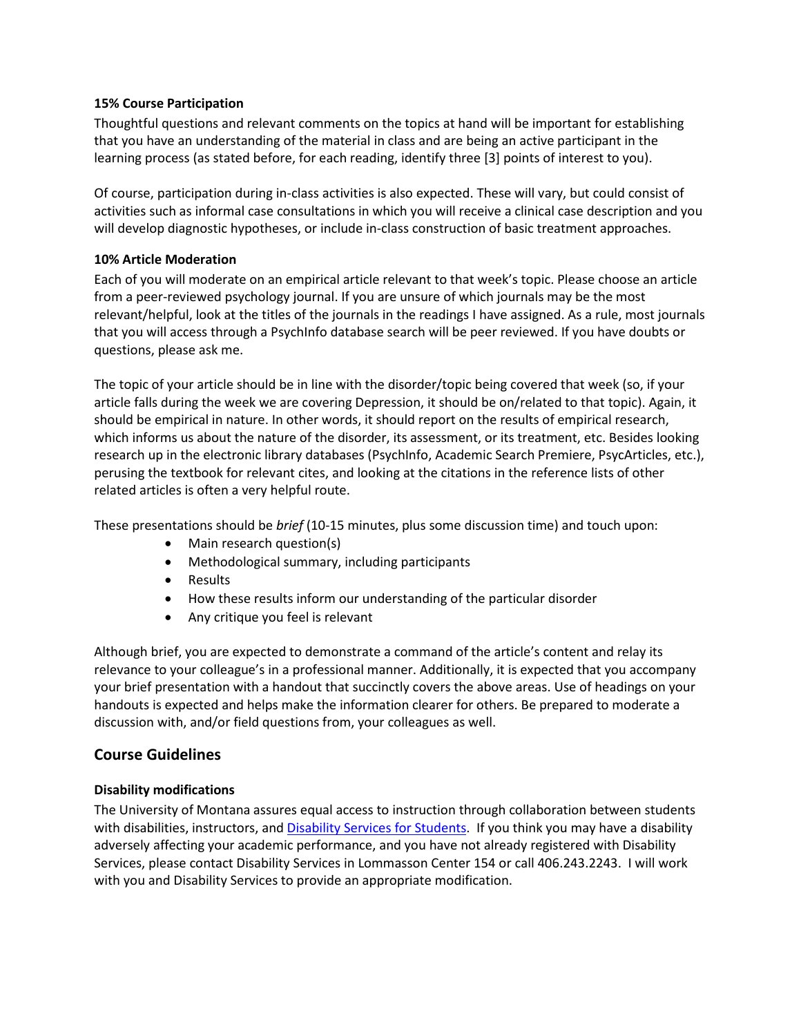**15% Course Participation**

Thoughtful questions and relevant comments on the topics at hand will be important for establishing that you have an understanding of the material in class and are being an active participant in the learning process (as stated before, for each reading, identify three [3] points of interest to you).

Of course, participation during in-class activities is also expected. These will vary, but could consist of activities such as informal case consultations in which you will receive a clinical case description and you will develop diagnostic hypotheses, or include in-class construction of basic treatment approaches.

**10% Article Moderation**

Each of you will moderate on an empirical article relevant to that week's topic. Please choose an article from a peer-reviewed psychology journal. If you are unsure of which journals may be the most relevant/helpful, look at the titles of the journals in the readings I have assigned. As a rule, most journals that you will access through a PsychInfo database search will be peer reviewed. If you have doubts or questions, please ask me.

The topic of your article should be in line with the disorder/topic being covered that week (so, if your article falls during the week we are covering Depression, it should be on/related to that topic). Again, it should be empirical in nature. In other words, it should report on the results of empirical research, which informs us about the nature of the disorder, its assessment, or its treatment, etc. Besides looking research up in the electronic library databases (PsychInfo, Academic Search Premiere, PsycArticles, etc.), perusing the textbook for relevant cites, and looking at the citations in the reference lists of other related articles is often a very helpful route.

These presentations should be *brief* (10-15 minutes, plus some discussion time) and touch upon:

- Main research question(s)
- Methodological summary, including participants
- Results
- How these results inform our understanding of the particular disorder
- Any critique you feel is relevant

Although brief, you are expected to demonstrate a command of the article's content and relay its relevance to your colleague's in a professional manner. Additionally, it is expected that you accompany your brief presentation with a handout that succinctly covers the above areas. Use of headings on your handouts is expected and helps make the information clearer for others. Be prepared to moderate a discussion with, and/or field questions from, your colleagues as well.

## Course Guidelines

**Disability modifications**

The University of Montana assures equal access to instruction through collaboration between students with disabilities, instructors, and Disability Services for Students. If you think you may have a disability adversely affecting your academic performance, and you have not already registered with Disability Services, please contact Disability Services in Lommasson Center 154 or call 406.243.2243. I will work with you and Disability Services to provide an appropriate modification.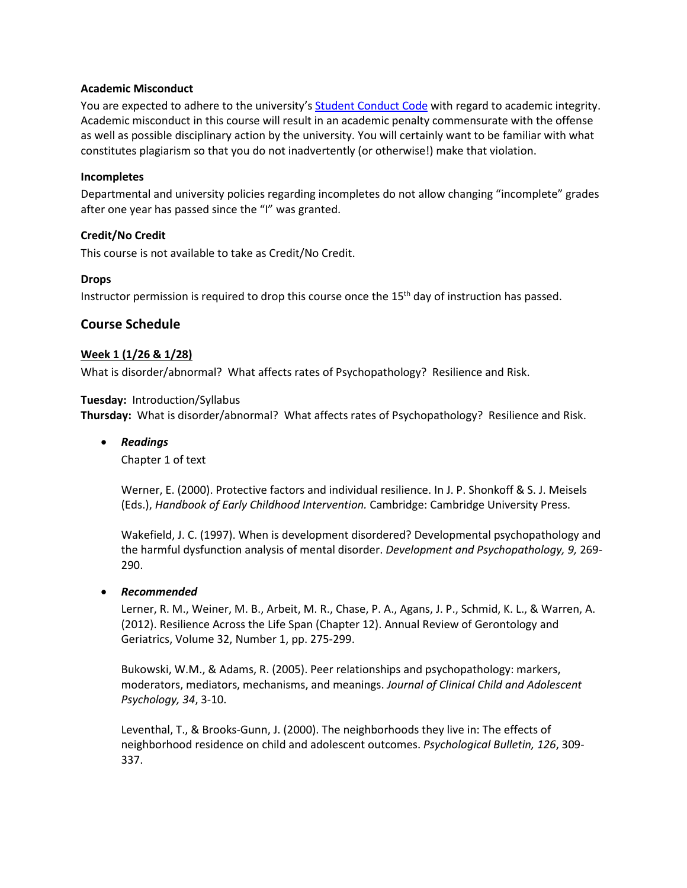**Academic Misconduct**

You are expected to adhere to the university's [Student Conduct Code] with regard to academic integrity. Academic misconduct in this course will result in an academic penalty commensurate with the offense as well as possible disciplinary action by the university. You will certainly want to be familiar with what constitutes plagiarism so that you do not inadvertently (or otherwise!) make that violation.

**Incompletes**

Departmental and university policies regarding incompletes do not allow changing "incomplete" grades after one year has passed since the "I" was granted.

**Credit/No Credit**

This course is not available to take as Credit/No Credit.

**Drops**

Instructor permission is required to drop this course once the 15th day of instruction has passed.

## Course Schedule

**Week 1 (1/26 & 1/28)**

What is disorder/abnormal? What affects rates of Psychopathology? Resilience and Risk.

**Tuesday:** Introduction/Syllabus
**Thursday:** What is disorder/abnormal? What affects rates of Psychopathology? Resilience and Risk.

- ***Readings***

  Chapter 1 of text

  Werner, E. (2000). Protective factors and individual resilience. In J. P. Shonkoff & S. J. Meisels (Eds.), *Handbook of Early Childhood Intervention.* Cambridge: Cambridge University Press.

  Wakefield, J. C. (1997). When is development disordered? Developmental psychopathology and the harmful dysfunction analysis of mental disorder. *Development and Psychopathology, 9,* 269-290.

- ***Recommended***

  Lerner, R. M., Weiner, M. B., Arbeit, M. R., Chase, P. A., Agans, J. P., Schmid, K. L., & Warren, A. (2012). Resilience Across the Life Span (Chapter 12). Annual Review of Gerontology and Geriatrics, Volume 32, Number 1, pp. 275-299.

  Bukowski, W.M., & Adams, R. (2005). Peer relationships and psychopathology: markers, moderators, mediators, mechanisms, and meanings. *Journal of Clinical Child and Adolescent Psychology, 34*, 3-10.

  Leventhal, T., & Brooks-Gunn, J. (2000). The neighborhoods they live in: The effects of neighborhood residence on child and adolescent outcomes. *Psychological Bulletin, 126*, 309-337.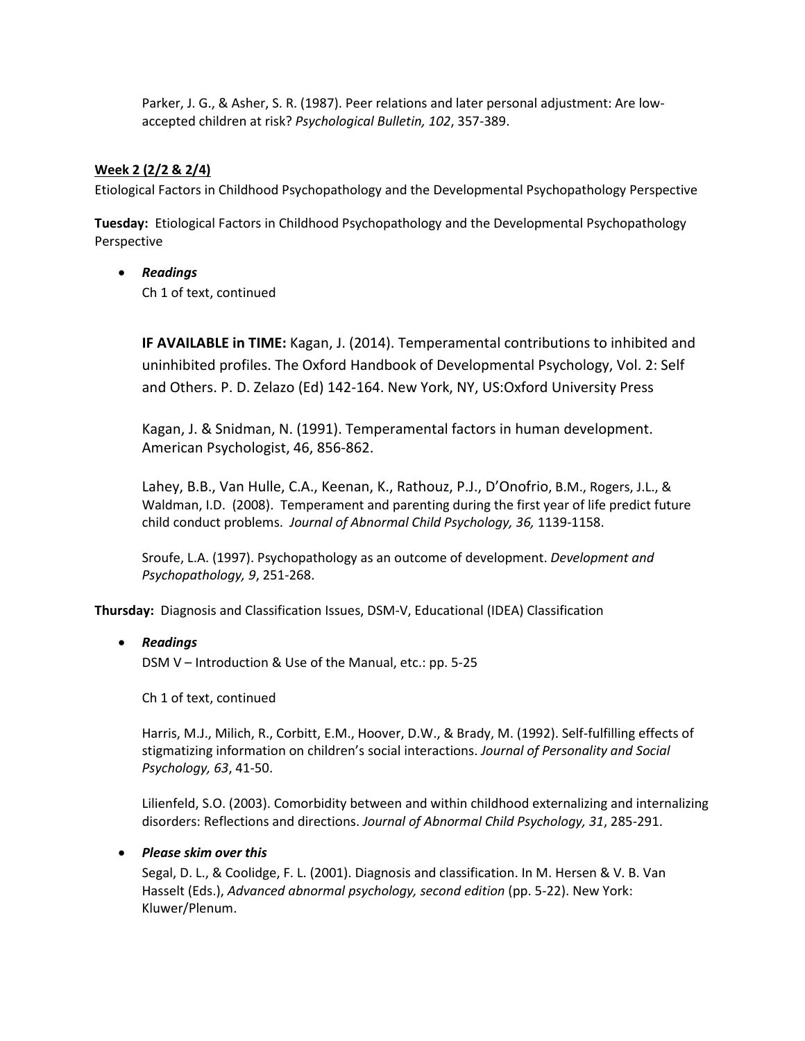Parker, J. G., & Asher, S. R. (1987). Peer relations and later personal adjustment: Are low-accepted children at risk? *Psychological Bulletin, 102*, 357-389.

**Week 2 (2/2 & 2/4)**

Etiological Factors in Childhood Psychopathology and the Developmental Psychopathology Perspective

**Tuesday:** Etiological Factors in Childhood Psychopathology and the Developmental Psychopathology Perspective

- ***Readings***

  Ch 1 of text, continued

  **IF AVAILABLE in TIME:** Kagan, J. (2014). Temperamental contributions to inhibited and uninhibited profiles. The Oxford Handbook of Developmental Psychology, Vol. 2: Self and Others. P. D. Zelazo (Ed) 142-164. New York, NY, US:Oxford University Press

  Kagan, J. & Snidman, N. (1991). Temperamental factors in human development. American Psychologist, 46, 856-862.

  Lahey, B.B., Van Hulle, C.A., Keenan, K., Rathouz, P.J., D'Onofrio, B.M., Rogers, J.L., & Waldman, I.D. (2008). Temperament and parenting during the first year of life predict future child conduct problems. *Journal of Abnormal Child Psychology, 36,* 1139-1158.

  Sroufe, L.A. (1997). Psychopathology as an outcome of development. *Development and Psychopathology, 9*, 251-268.

**Thursday:** Diagnosis and Classification Issues, DSM-V, Educational (IDEA) Classification

- ***Readings***

  DSM V – Introduction & Use of the Manual, etc.: pp. 5-25

  Ch 1 of text, continued

  Harris, M.J., Milich, R., Corbitt, E.M., Hoover, D.W., & Brady, M. (1992). Self-fulfilling effects of stigmatizing information on children's social interactions. *Journal of Personality and Social Psychology, 63*, 41-50.

  Lilienfeld, S.O. (2003). Comorbidity between and within childhood externalizing and internalizing disorders: Reflections and directions. *Journal of Abnormal Child Psychology, 31*, 285-291.

- ***Please skim over this***

  Segal, D. L., & Coolidge, F. L. (2001). Diagnosis and classification. In M. Hersen & V. B. Van Hasselt (Eds.), *Advanced abnormal psychology, second edition* (pp. 5-22). New York: Kluwer/Plenum.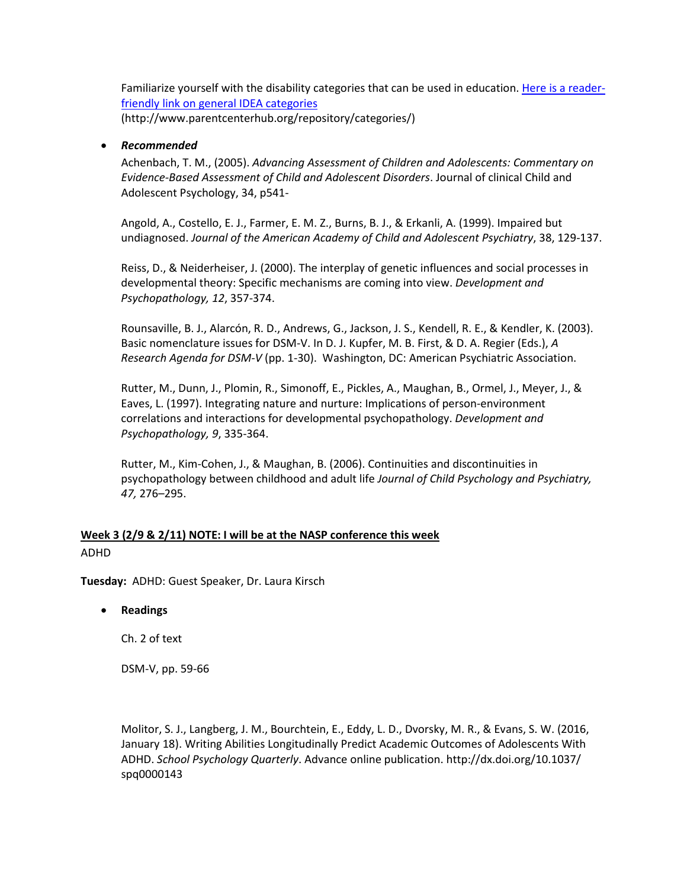Familiarize yourself with the disability categories that can be used in education. [Here is a reader-friendly link on general IDEA categories](http://www.parentcenterhub.org/repository/categories/) (http://www.parentcenterhub.org/repository/categories/)

- ***Recommended***

  Achenbach, T. M., (2005). *Advancing Assessment of Children and Adolescents: Commentary on Evidence-Based Assessment of Child and Adolescent Disorders*. Journal of clinical Child and Adolescent Psychology, 34, p541-

  Angold, A., Costello, E. J., Farmer, E. M. Z., Burns, B. J., & Erkanli, A. (1999). Impaired but undiagnosed. *Journal of the American Academy of Child and Adolescent Psychiatry*, 38, 129-137.

  Reiss, D., & Neiderheiser, J. (2000). The interplay of genetic influences and social processes in developmental theory: Specific mechanisms are coming into view. *Development and Psychopathology, 12*, 357-374.

  Rounsaville, B. J., Alarcón, R. D., Andrews, G., Jackson, J. S., Kendell, R. E., & Kendler, K. (2003). Basic nomenclature issues for DSM-V. In D. J. Kupfer, M. B. First, & D. A. Regier (Eds.), *A Research Agenda for DSM-V* (pp. 1-30). Washington, DC: American Psychiatric Association.

  Rutter, M., Dunn, J., Plomin, R., Simonoff, E., Pickles, A., Maughan, B., Ormel, J., Meyer, J., & Eaves, L. (1997). Integrating nature and nurture: Implications of person-environment correlations and interactions for developmental psychopathology. *Development and Psychopathology, 9*, 335-364.

  Rutter, M., Kim-Cohen, J., & Maughan, B. (2006). Continuities and discontinuities in psychopathology between childhood and adult life *Journal of Child Psychology and Psychiatry, 47,* 276–295.

**<u>Week 3 (2/9 & 2/11) NOTE: I will be at the NASP conference this week</u>**

ADHD

**Tuesday:** ADHD: Guest Speaker, Dr. Laura Kirsch

- **Readings**

  Ch. 2 of text

  DSM-V, pp. 59-66

  Molitor, S. J., Langberg, J. M., Bourchtein, E., Eddy, L. D., Dvorsky, M. R., & Evans, S. W. (2016, January 18). Writing Abilities Longitudinally Predict Academic Outcomes of Adolescents With ADHD. *School Psychology Quarterly*. Advance online publication. http://dx.doi.org/10.1037/spq0000143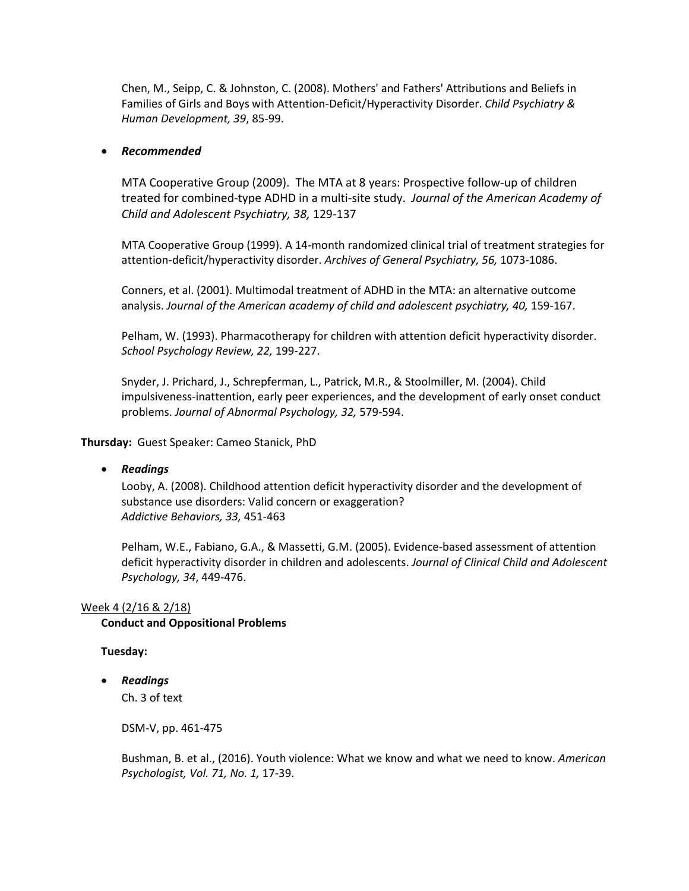Chen, M., Seipp, C. & Johnston, C. (2008). Mothers' and Fathers' Attributions and Beliefs in Families of Girls and Boys with Attention-Deficit/Hyperactivity Disorder. *Child Psychiatry & Human Development, 39*, 85-99.

- ***Recommended***

  MTA Cooperative Group (2009). The MTA at 8 years: Prospective follow-up of children treated for combined-type ADHD in a multi-site study. *Journal of the American Academy of Child and Adolescent Psychiatry, 38,* 129-137

  MTA Cooperative Group (1999). A 14-month randomized clinical trial of treatment strategies for attention-deficit/hyperactivity disorder. *Archives of General Psychiatry, 56,* 1073-1086.

  Conners, et al. (2001). Multimodal treatment of ADHD in the MTA: an alternative outcome analysis. *Journal of the American academy of child and adolescent psychiatry, 40,* 159-167.

  Pelham, W. (1993). Pharmacotherapy for children with attention deficit hyperactivity disorder. *School Psychology Review, 22,* 199-227.

  Snyder, J. Prichard, J., Schrepferman, L., Patrick, M.R., & Stoolmiller, M. (2004). Child impulsiveness-inattention, early peer experiences, and the development of early onset conduct problems. *Journal of Abnormal Psychology, 32,* 579-594.

**Thursday:** Guest Speaker: Cameo Stanick, PhD

- ***Readings***

  Looby, A. (2008). Childhood attention deficit hyperactivity disorder and the development of substance use disorders: Valid concern or exaggeration? *Addictive Behaviors, 33,* 451-463

  Pelham, W.E., Fabiano, G.A., & Massetti, G.M. (2005). Evidence-based assessment of attention deficit hyperactivity disorder in children and adolescents. *Journal of Clinical Child and Adolescent Psychology, 34*, 449-476.

Week 4 (2/16 & 2/18)

**Conduct and Oppositional Problems**

**Tuesday:**

- ***Readings***

  Ch. 3 of text

  DSM-V, pp. 461-475

  Bushman, B. et al., (2016). Youth violence: What we know and what we need to know. *American Psychologist, Vol. 71, No. 1,* 17-39.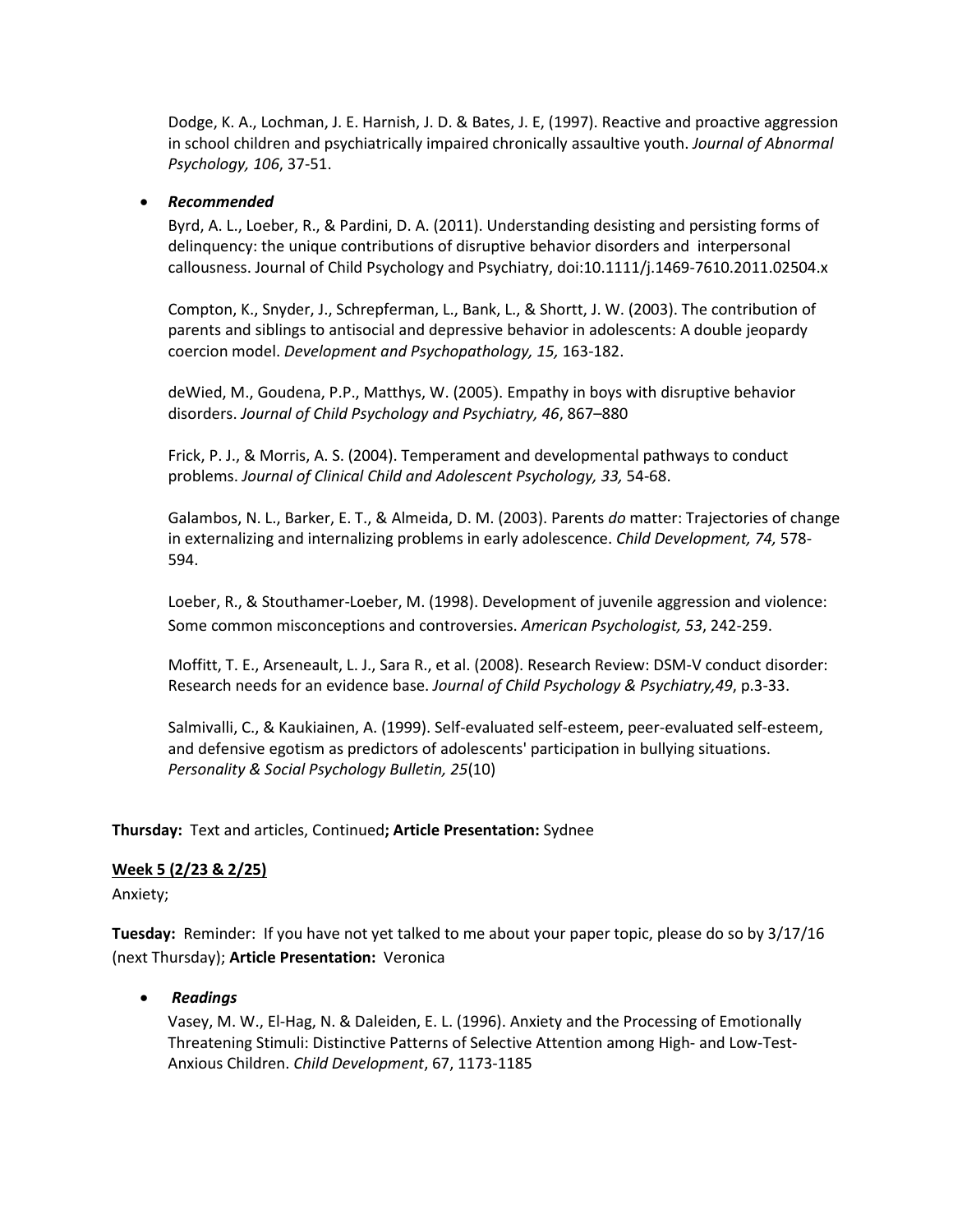Dodge, K. A., Lochman, J. E. Harnish, J. D. & Bates, J. E, (1997). Reactive and proactive aggression in school children and psychiatrically impaired chronically assaultive youth. *Journal of Abnormal Psychology, 106*, 37-51.

- ***Recommended***

  Byrd, A. L., Loeber, R., & Pardini, D. A. (2011). Understanding desisting and persisting forms of delinquency: the unique contributions of disruptive behavior disorders and interpersonal callousness. Journal of Child Psychology and Psychiatry, doi:10.1111/j.1469-7610.2011.02504.x

  Compton, K., Snyder, J., Schrepferman, L., Bank, L., & Shortt, J. W. (2003). The contribution of parents and siblings to antisocial and depressive behavior in adolescents: A double jeopardy coercion model. *Development and Psychopathology, 15,* 163-182.

  deWied, M., Goudena, P.P., Matthys, W. (2005). Empathy in boys with disruptive behavior disorders. *Journal of Child Psychology and Psychiatry, 46*, 867–880

  Frick, P. J., & Morris, A. S. (2004). Temperament and developmental pathways to conduct problems. *Journal of Clinical Child and Adolescent Psychology, 33,* 54-68.

  Galambos, N. L., Barker, E. T., & Almeida, D. M. (2003). Parents *do* matter: Trajectories of change in externalizing and internalizing problems in early adolescence. *Child Development, 74,* 578-594.

  Loeber, R., & Stouthamer-Loeber, M. (1998). Development of juvenile aggression and violence: Some common misconceptions and controversies. *American Psychologist, 53*, 242-259.

  Moffitt, T. E., Arseneault, L. J., Sara R., et al. (2008). Research Review: DSM-V conduct disorder: Research needs for an evidence base. *Journal of Child Psychology & Psychiatry,49*, p.3-33.

  Salmivalli, C., & Kaukiainen, A. (1999). Self-evaluated self-esteem, peer-evaluated self-esteem, and defensive egotism as predictors of adolescents' participation in bullying situations. *Personality & Social Psychology Bulletin, 25*(10)

**Thursday:** Text and articles, Continued**; Article Presentation:** Sydnee

**<u>Week 5 (2/23 & 2/25)</u>**

Anxiety;

**Tuesday:** Reminder: If you have not yet talked to me about your paper topic, please do so by 3/17/16 (next Thursday); **Article Presentation:** Veronica

- ***Readings***

  Vasey, M. W., El-Hag, N. & Daleiden, E. L. (1996). Anxiety and the Processing of Emotionally Threatening Stimuli: Distinctive Patterns of Selective Attention among High- and Low-Test-Anxious Children. *Child Development*, 67, 1173-1185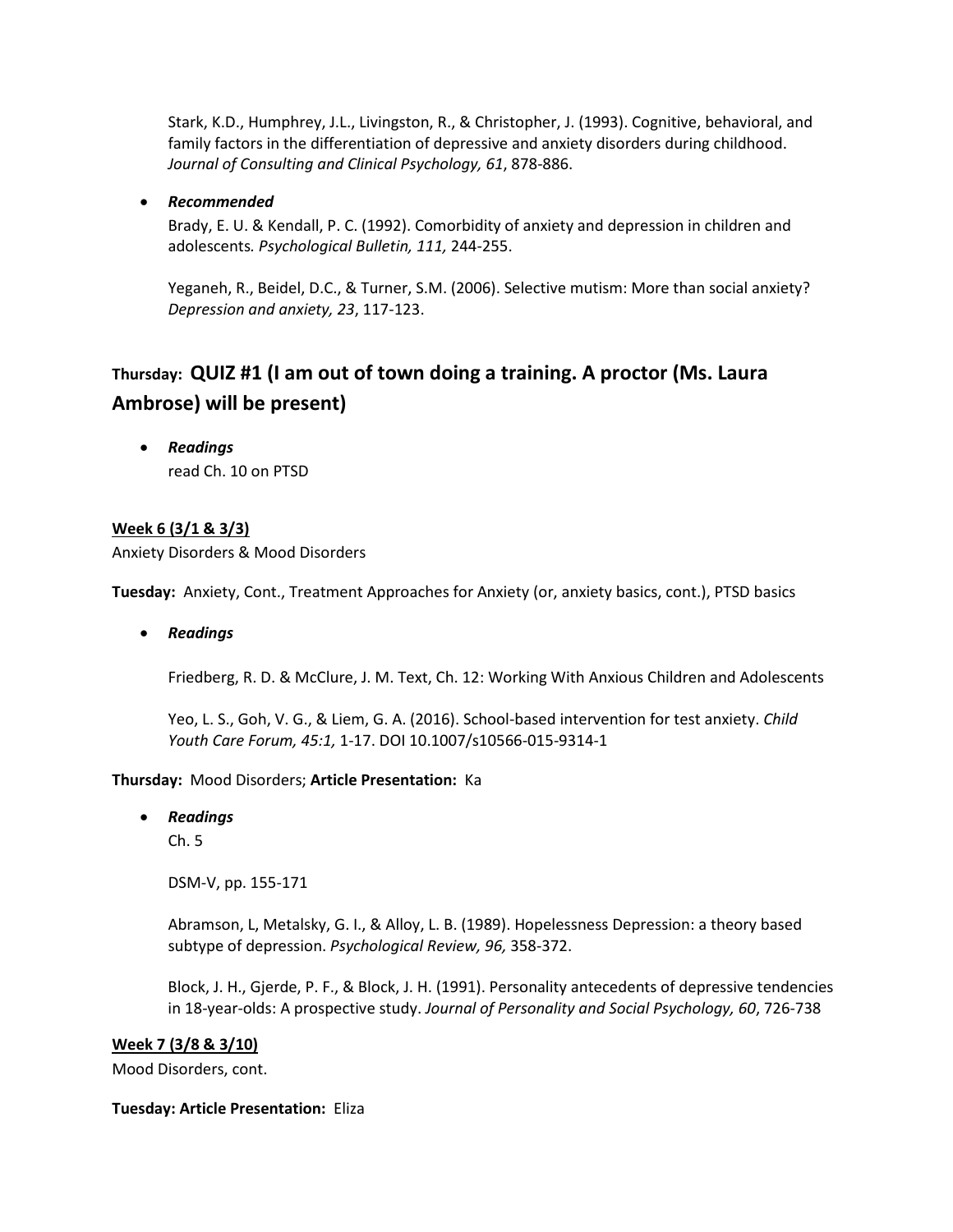Stark, K.D., Humphrey, J.L., Livingston, R., & Christopher, J. (1993). Cognitive, behavioral, and family factors in the differentiation of depressive and anxiety disorders during childhood. *Journal of Consulting and Clinical Psychology, 61*, 878-886.

- ***Recommended***

  Brady, E. U. & Kendall, P. C. (1992). Comorbidity of anxiety and depression in children and adolescents*. Psychological Bulletin, 111,* 244-255.

  Yeganeh, R., Beidel, D.C., & Turner, S.M. (2006). Selective mutism: More than social anxiety? *Depression and anxiety, 23*, 117-123.

### **Thursday: QUIZ #1 (I am out of town doing a training. A proctor (Ms. Laura Ambrose) will be present)**

- ***Readings***

  read Ch. 10 on PTSD

**<u>Week 6 (3/1 & 3/3)</u>**

Anxiety Disorders & Mood Disorders

**Tuesday:** Anxiety, Cont., Treatment Approaches for Anxiety (or, anxiety basics, cont.), PTSD basics

- ***Readings***

  Friedberg, R. D. & McClure, J. M. Text, Ch. 12: Working With Anxious Children and Adolescents

  Yeo, L. S., Goh, V. G., & Liem, G. A. (2016). School-based intervention for test anxiety. *Child Youth Care Forum, 45:1,* 1-17. DOI 10.1007/s10566-015-9314-1

**Thursday:** Mood Disorders; **Article Presentation:** Ka

- ***Readings***

  Ch. 5

  DSM-V, pp. 155-171

  Abramson, L, Metalsky, G. I., & Alloy, L. B. (1989). Hopelessness Depression: a theory based subtype of depression. *Psychological Review, 96,* 358-372.

  Block, J. H., Gjerde, P. F., & Block, J. H. (1991). Personality antecedents of depressive tendencies in 18-year-olds: A prospective study. *Journal of Personality and Social Psychology, 60*, 726-738

**<u>Week 7 (3/8 & 3/10)</u>**

Mood Disorders, cont.

**Tuesday: Article Presentation:** Eliza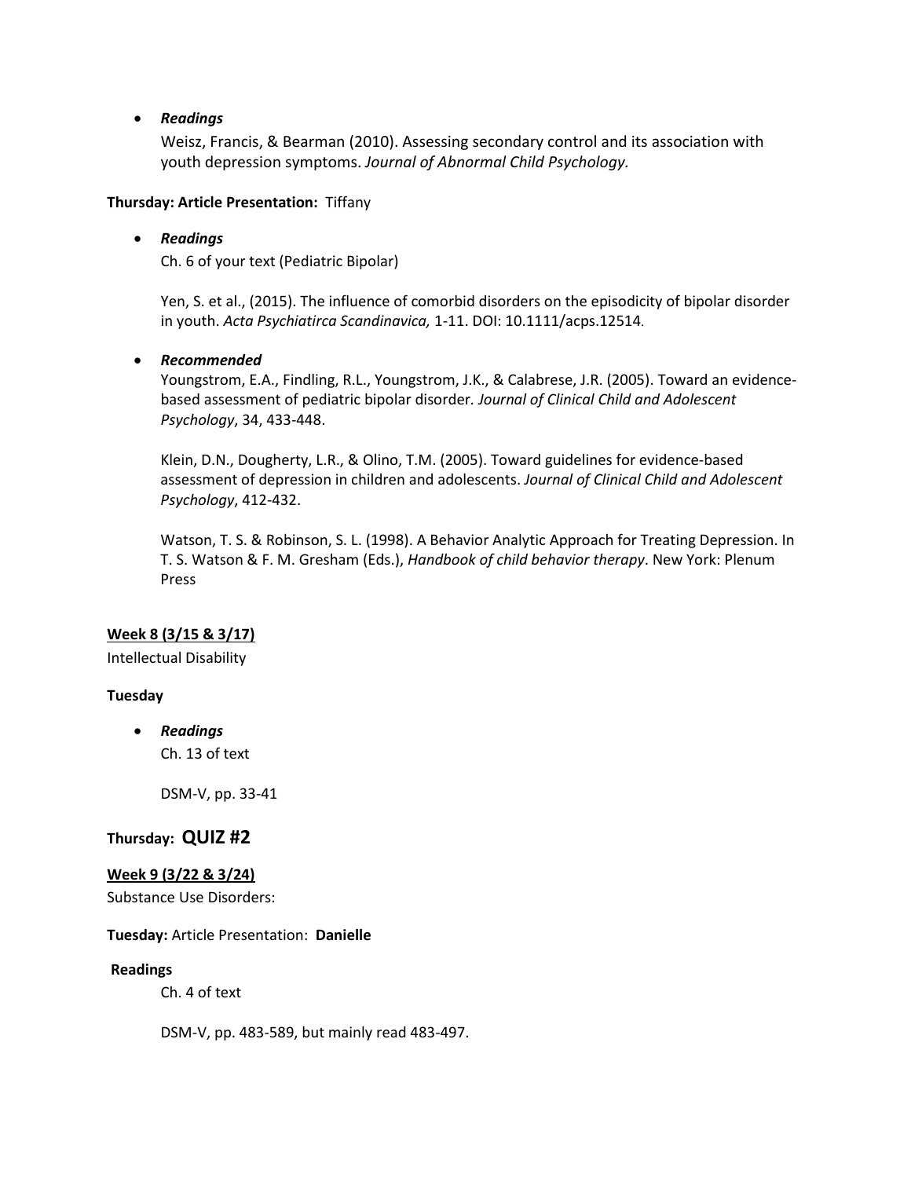- ***Readings***

  Weisz, Francis, & Bearman (2010). Assessing secondary control and its association with youth depression symptoms. *Journal of Abnormal Child Psychology.*

**Thursday: Article Presentation:** Tiffany

- ***Readings***

  Ch. 6 of your text (Pediatric Bipolar)

  Yen, S. et al., (2015). The influence of comorbid disorders on the episodicity of bipolar disorder in youth. *Acta Psychiatirca Scandinavica,* 1-11. DOI: 10.1111/acps.12514.

- ***Recommended***

  Youngstrom, E.A., Findling, R.L., Youngstrom, J.K., & Calabrese, J.R. (2005). Toward an evidence-based assessment of pediatric bipolar disorder. *Journal of Clinical Child and Adolescent Psychology*, 34, 433-448.

  Klein, D.N., Dougherty, L.R., & Olino, T.M. (2005). Toward guidelines for evidence-based assessment of depression in children and adolescents. *Journal of Clinical Child and Adolescent Psychology*, 412-432.

  Watson, T. S. & Robinson, S. L. (1998). A Behavior Analytic Approach for Treating Depression. In T. S. Watson & F. M. Gresham (Eds.), *Handbook of child behavior therapy*. New York: Plenum Press

**<u>Week 8 (3/15 & 3/17)</u>**

Intellectual Disability

**Tuesday**

- ***Readings***

  Ch. 13 of text

  DSM-V, pp. 33-41

**Thursday: QUIZ #2**

**<u>Week 9 (3/22 & 3/24)</u>**

Substance Use Disorders:

**Tuesday:** Article Presentation: **Danielle**

**Readings**

Ch. 4 of text

DSM-V, pp. 483-589, but mainly read 483-497.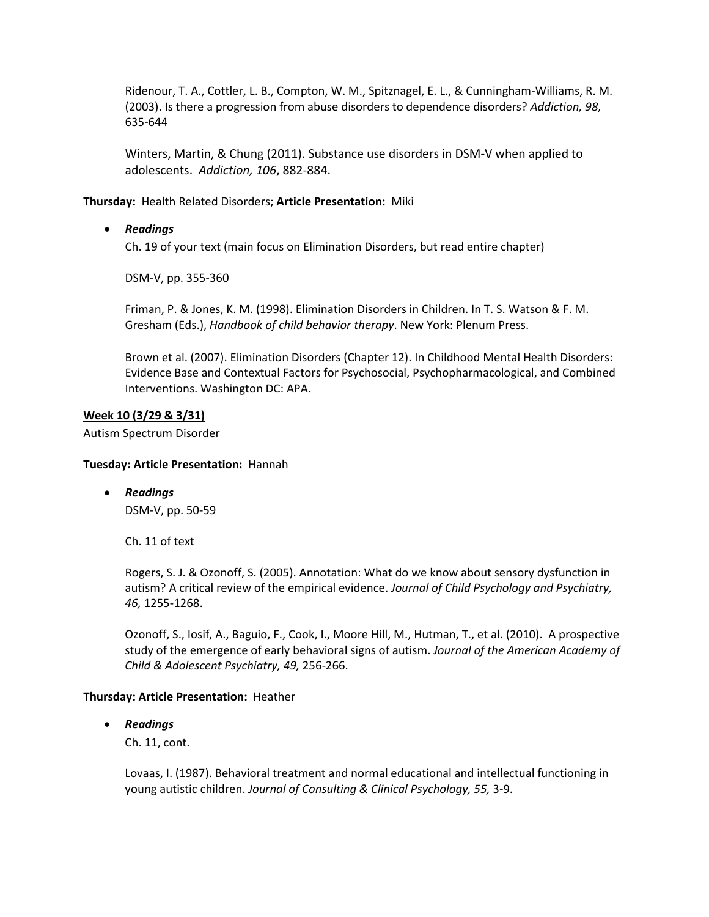Ridenour, T. A., Cottler, L. B., Compton, W. M., Spitznagel, E. L., & Cunningham-Williams, R. M. (2003). Is there a progression from abuse disorders to dependence disorders? *Addiction, 98,* 635-644

Winters, Martin, & Chung (2011). Substance use disorders in DSM-V when applied to adolescents. *Addiction, 106*, 882-884.

**Thursday:** Health Related Disorders; **Article Presentation:** Miki

- ***Readings***

  Ch. 19 of your text (main focus on Elimination Disorders, but read entire chapter)

  DSM-V, pp. 355-360

  Friman, P. & Jones, K. M. (1998). Elimination Disorders in Children. In T. S. Watson & F. M. Gresham (Eds.), *Handbook of child behavior therapy*. New York: Plenum Press.

  Brown et al. (2007). Elimination Disorders (Chapter 12). In Childhood Mental Health Disorders: Evidence Base and Contextual Factors for Psychosocial, Psychopharmacological, and Combined Interventions. Washington DC: APA.

**<u>Week 10 (3/29 & 3/31)</u>**

Autism Spectrum Disorder

**Tuesday: Article Presentation:** Hannah

- ***Readings***

  DSM-V, pp. 50-59

  Ch. 11 of text

  Rogers, S. J. & Ozonoff, S. (2005). Annotation: What do we know about sensory dysfunction in autism? A critical review of the empirical evidence. *Journal of Child Psychology and Psychiatry, 46,* 1255-1268.

  Ozonoff, S., Iosif, A., Baguio, F., Cook, I., Moore Hill, M., Hutman, T., et al. (2010). A prospective study of the emergence of early behavioral signs of autism. *Journal of the American Academy of Child & Adolescent Psychiatry, 49,* 256-266.

**Thursday: Article Presentation:** Heather

- ***Readings***

  Ch. 11, cont.

  Lovaas, I. (1987). Behavioral treatment and normal educational and intellectual functioning in young autistic children. *Journal of Consulting & Clinical Psychology, 55,* 3-9.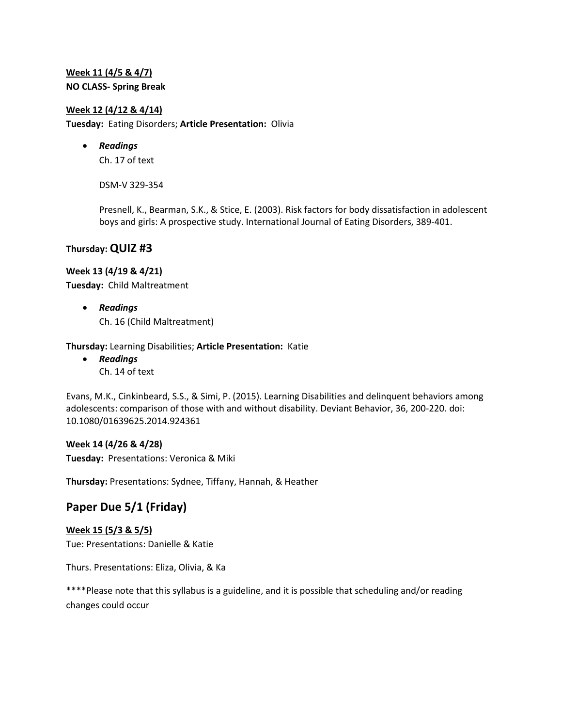**Week 11 (4/5 & 4/7)**
**NO CLASS- Spring Break**

**Week 12 (4/12 & 4/14)**
**Tuesday:** Eating Disorders; **Article Presentation:** Olivia

- ***Readings***

  Ch. 17 of text

  DSM-V 329-354

  Presnell, K., Bearman, S.K., & Stice, E. (2003). Risk factors for body dissatisfaction in adolescent boys and girls: A prospective study. International Journal of Eating Disorders, 389-401.

### Thursday: QUIZ #3

**Week 13 (4/19 & 4/21)**
**Tuesday:** Child Maltreatment

- ***Readings***

  Ch. 16 (Child Maltreatment)

**Thursday:** Learning Disabilities; **Article Presentation:** Katie

- ***Readings***

  Ch. 14 of text

Evans, M.K., Cinkinbeard, S.S., & Simi, P. (2015). Learning Disabilities and delinquent behaviors among adolescents: comparison of those with and without disability. Deviant Behavior, 36, 200-220. doi: 10.1080/01639625.2014.924361

**Week 14 (4/26 & 4/28)**
**Tuesday:** Presentations: Veronica & Miki

**Thursday:** Presentations: Sydnee, Tiffany, Hannah, & Heather

## Paper Due 5/1 (Friday)

**Week 15 (5/3 & 5/5)**
Tue: Presentations: Danielle & Katie

Thurs. Presentations: Eliza, Olivia, & Ka

****Please note that this syllabus is a guideline, and it is possible that scheduling and/or reading changes could occur